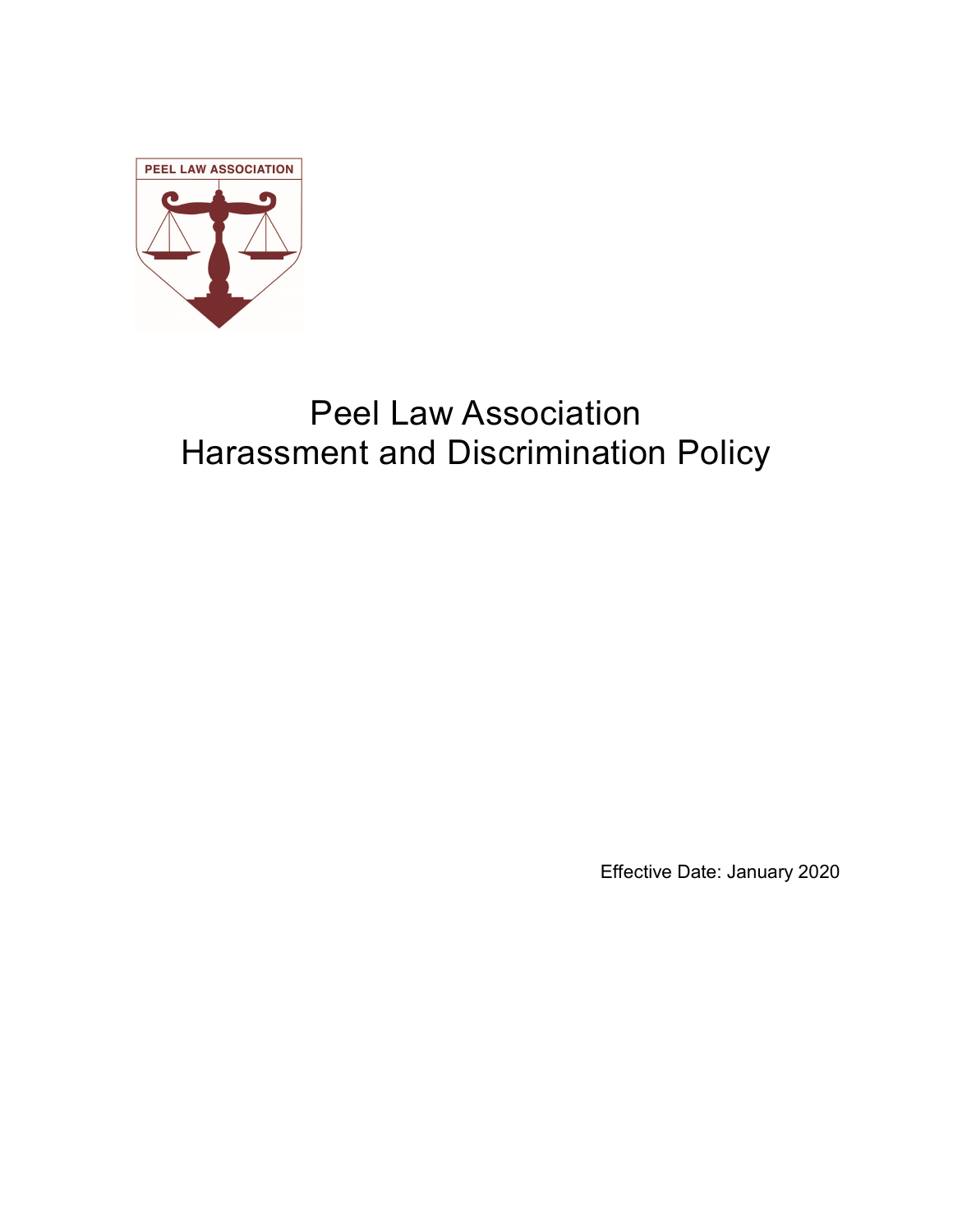PEEL LAW ASSOCIATION

# Peel Law Association
# Harassment and Discrimination Policy

Effective Date: January 2020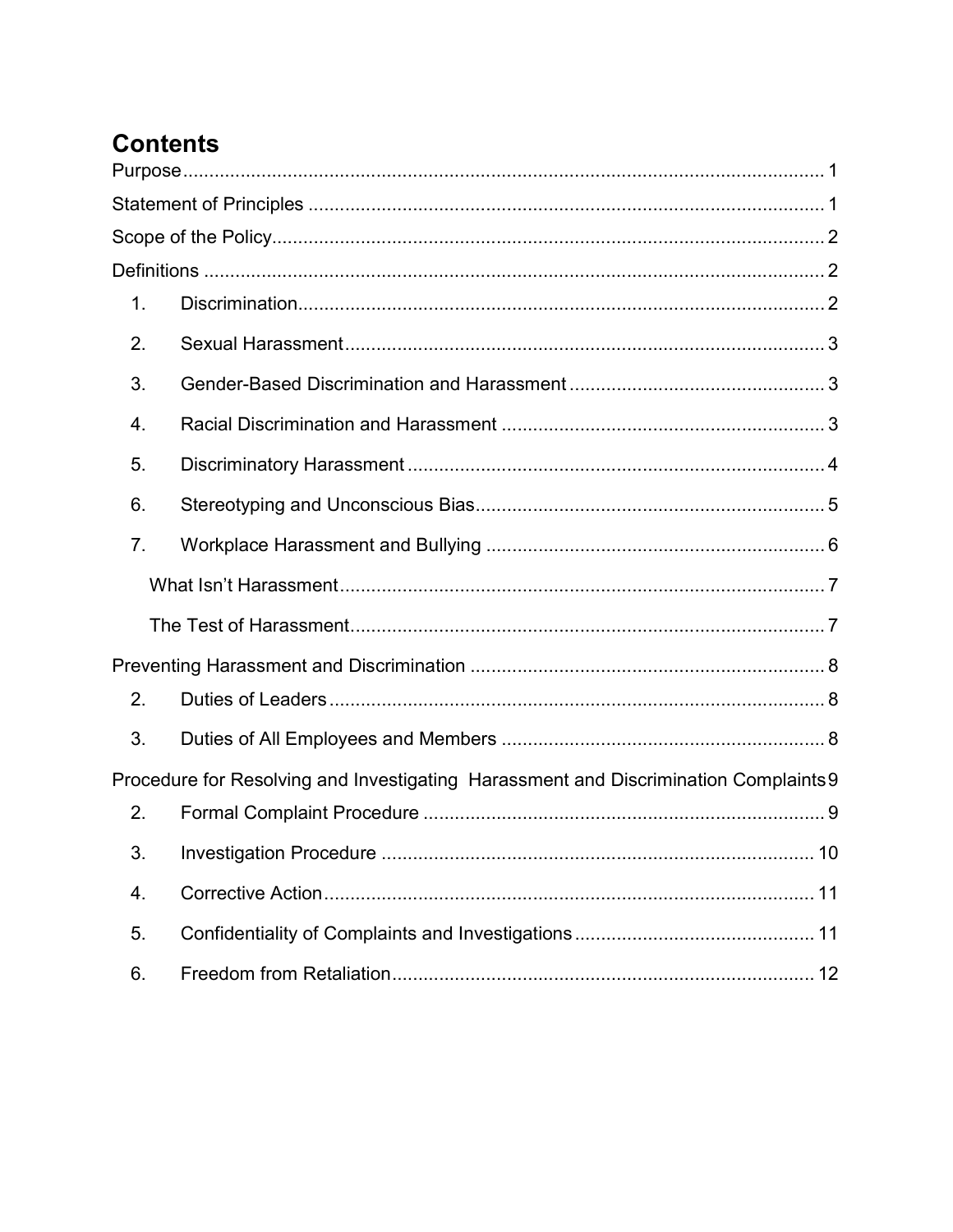# Contents

Purpose ........................................................................................................................ 1

Statement of Principles ................................................................................................ 1

Scope of the Policy........................................................................................................ 2

Definitions ..................................................................................................................... 2

1. Discrimination.................................................................................................. 2
2. Sexual Harassment.......................................................................................... 3
3. Gender-Based Discrimination and Harassment ............................................... 3
4. Racial Discrimination and Harassment ........................................................... 3
5. Discriminatory Harassment ............................................................................. 4
6. Stereotyping and Unconscious Bias................................................................. 5
7. Workplace Harassment and Bullying ............................................................... 6

   What Isn't Harassment.......................................................................................... 7

   The Test of Harassment........................................................................................ 7

Preventing Harassment and Discrimination .................................................................. 8

2. Duties of Leaders ............................................................................................ 8
3. Duties of All Employees and Members ............................................................ 8

Procedure for Resolving and Investigating Harassment and Discrimination Complaints 9

2. Formal Complaint Procedure ........................................................................... 9
3. Investigation Procedure ................................................................................... 10
4. Corrective Action............................................................................................. 11
5. Confidentiality of Complaints and Investigations .............................................. 11
6. Freedom from Retaliation................................................................................. 12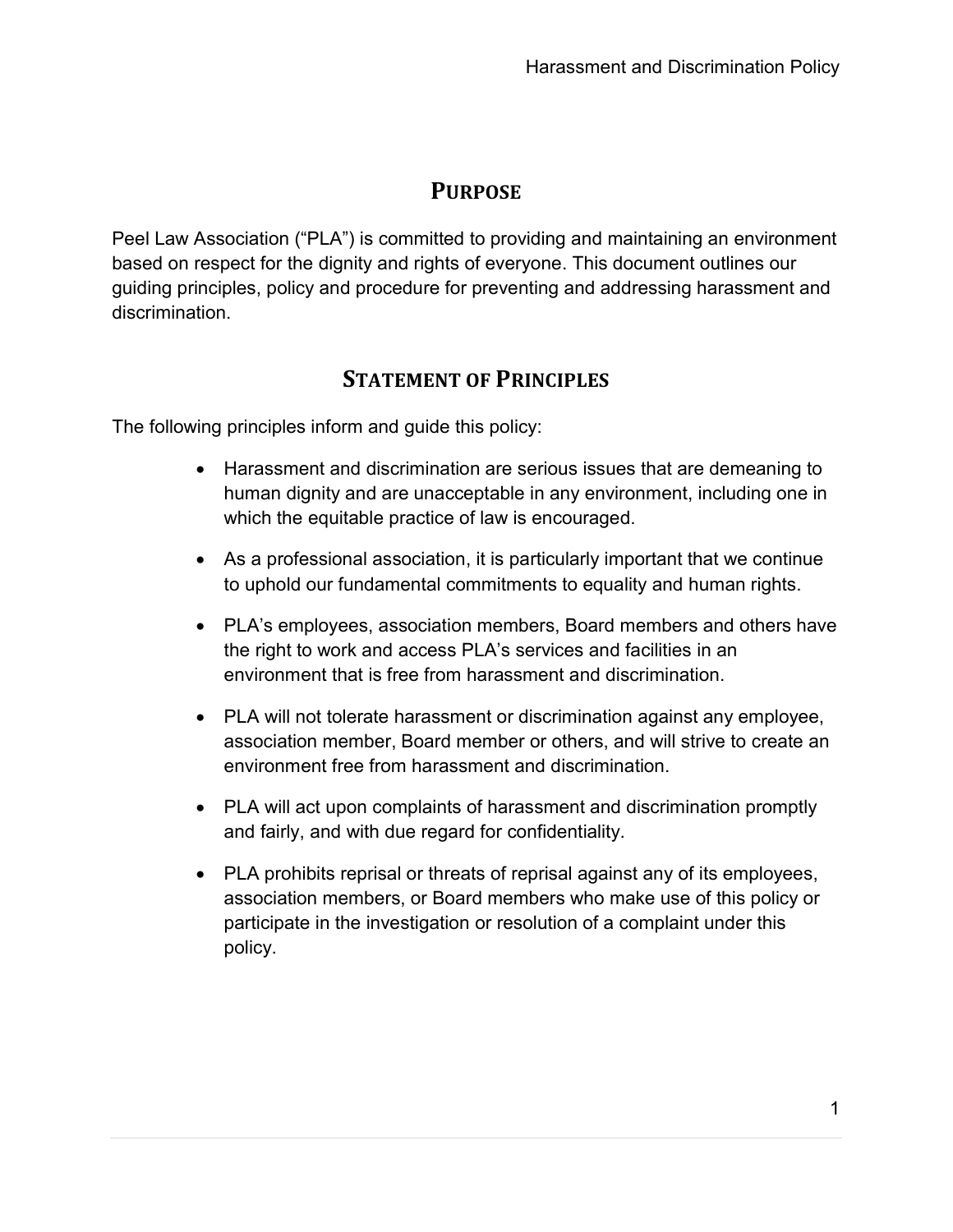## PURPOSE

Peel Law Association ("PLA") is committed to providing and maintaining an environment based on respect for the dignity and rights of everyone. This document outlines our guiding principles, policy and procedure for preventing and addressing harassment and discrimination.

## STATEMENT OF PRINCIPLES

The following principles inform and guide this policy:

- Harassment and discrimination are serious issues that are demeaning to human dignity and are unacceptable in any environment, including one in which the equitable practice of law is encouraged.
- As a professional association, it is particularly important that we continue to uphold our fundamental commitments to equality and human rights.
- PLA's employees, association members, Board members and others have the right to work and access PLA's services and facilities in an environment that is free from harassment and discrimination.
- PLA will not tolerate harassment or discrimination against any employee, association member, Board member or others, and will strive to create an environment free from harassment and discrimination.
- PLA will act upon complaints of harassment and discrimination promptly and fairly, and with due regard for confidentiality.
- PLA prohibits reprisal or threats of reprisal against any of its employees, association members, or Board members who make use of this policy or participate in the investigation or resolution of a complaint under this policy.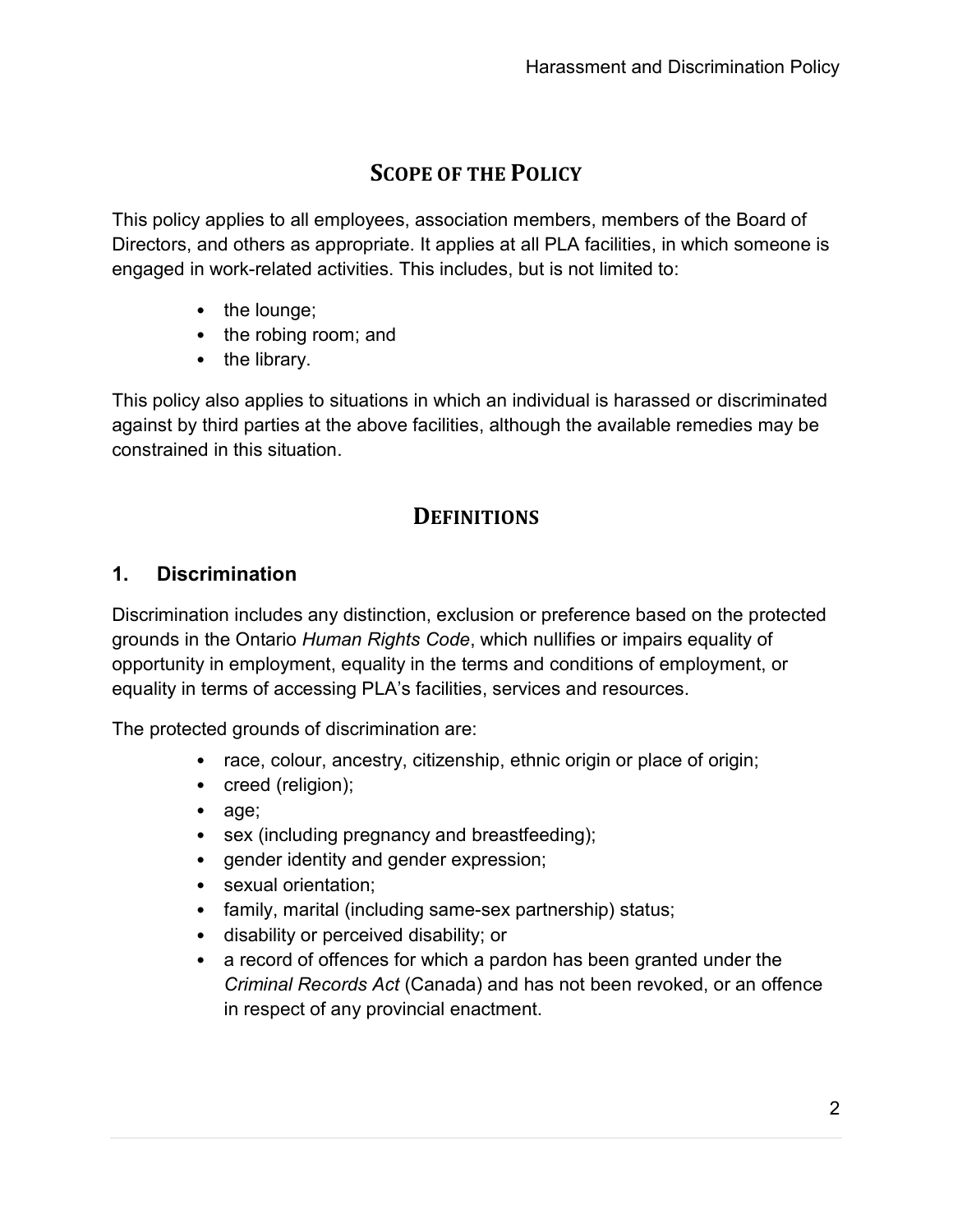## Scope of the Policy

This policy applies to all employees, association members, members of the Board of Directors, and others as appropriate. It applies at all PLA facilities, in which someone is engaged in work-related activities. This includes, but is not limited to:

- the lounge;
- the robing room; and
- the library.

This policy also applies to situations in which an individual is harassed or discriminated against by third parties at the above facilities, although the available remedies may be constrained in this situation.

## Definitions

### 1. Discrimination

Discrimination includes any distinction, exclusion or preference based on the protected grounds in the Ontario *Human Rights Code*, which nullifies or impairs equality of opportunity in employment, equality in the terms and conditions of employment, or equality in terms of accessing PLA's facilities, services and resources.

The protected grounds of discrimination are:

- race, colour, ancestry, citizenship, ethnic origin or place of origin;
- creed (religion);
- age;
- sex (including pregnancy and breastfeeding);
- gender identity and gender expression;
- sexual orientation;
- family, marital (including same-sex partnership) status;
- disability or perceived disability; or
- a record of offences for which a pardon has been granted under the *Criminal Records Act* (Canada) and has not been revoked, or an offence in respect of any provincial enactment.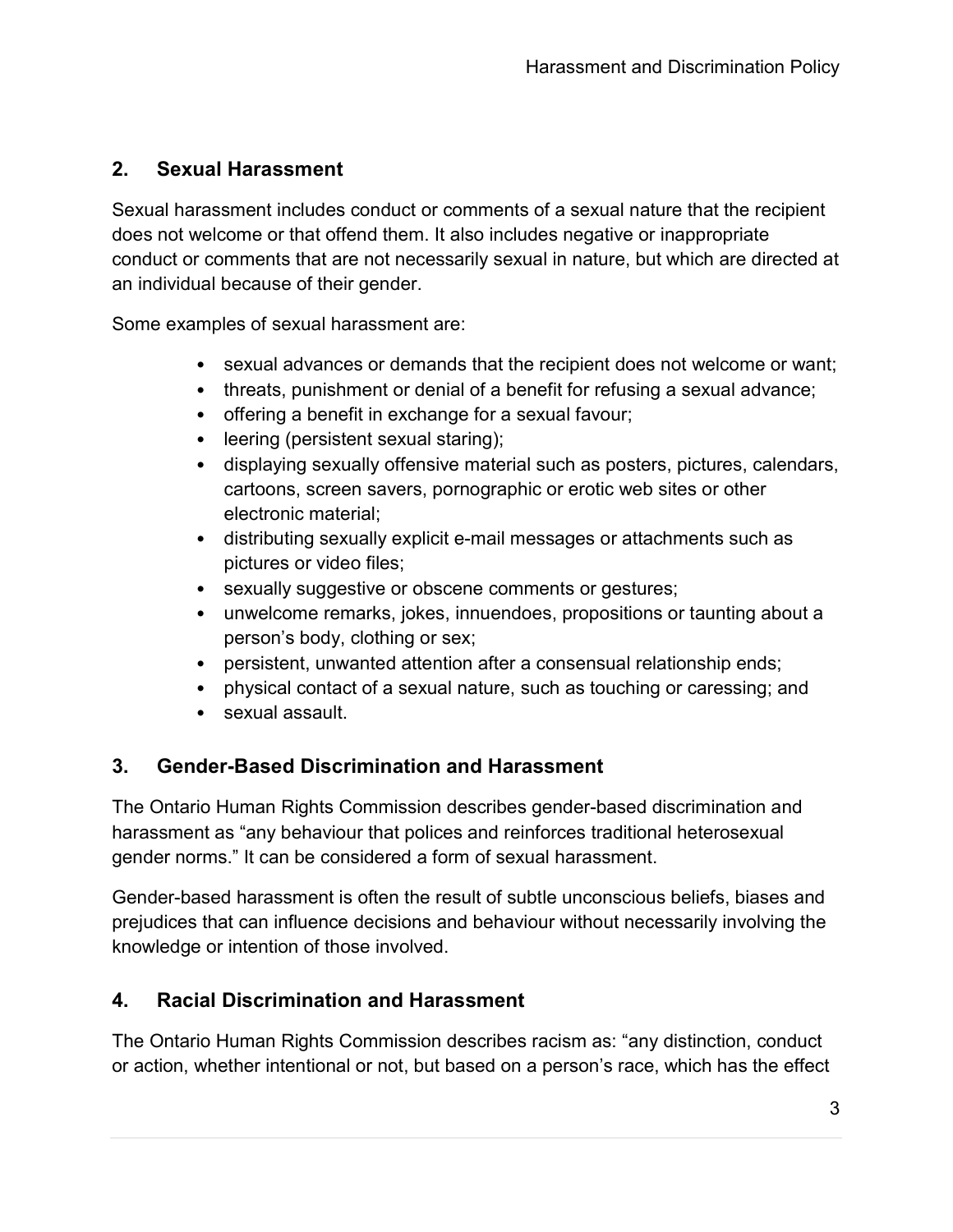## 2. Sexual Harassment

Sexual harassment includes conduct or comments of a sexual nature that the recipient does not welcome or that offend them. It also includes negative or inappropriate conduct or comments that are not necessarily sexual in nature, but which are directed at an individual because of their gender.

Some examples of sexual harassment are:

- sexual advances or demands that the recipient does not welcome or want;
- threats, punishment or denial of a benefit for refusing a sexual advance;
- offering a benefit in exchange for a sexual favour;
- leering (persistent sexual staring);
- displaying sexually offensive material such as posters, pictures, calendars, cartoons, screen savers, pornographic or erotic web sites or other electronic material;
- distributing sexually explicit e-mail messages or attachments such as pictures or video files;
- sexually suggestive or obscene comments or gestures;
- unwelcome remarks, jokes, innuendoes, propositions or taunting about a person's body, clothing or sex;
- persistent, unwanted attention after a consensual relationship ends;
- physical contact of a sexual nature, such as touching or caressing; and
- sexual assault.

## 3. Gender-Based Discrimination and Harassment

The Ontario Human Rights Commission describes gender-based discrimination and harassment as "any behaviour that polices and reinforces traditional heterosexual gender norms." It can be considered a form of sexual harassment.

Gender-based harassment is often the result of subtle unconscious beliefs, biases and prejudices that can influence decisions and behaviour without necessarily involving the knowledge or intention of those involved.

## 4. Racial Discrimination and Harassment

The Ontario Human Rights Commission describes racism as: "any distinction, conduct or action, whether intentional or not, but based on a person's race, which has the effect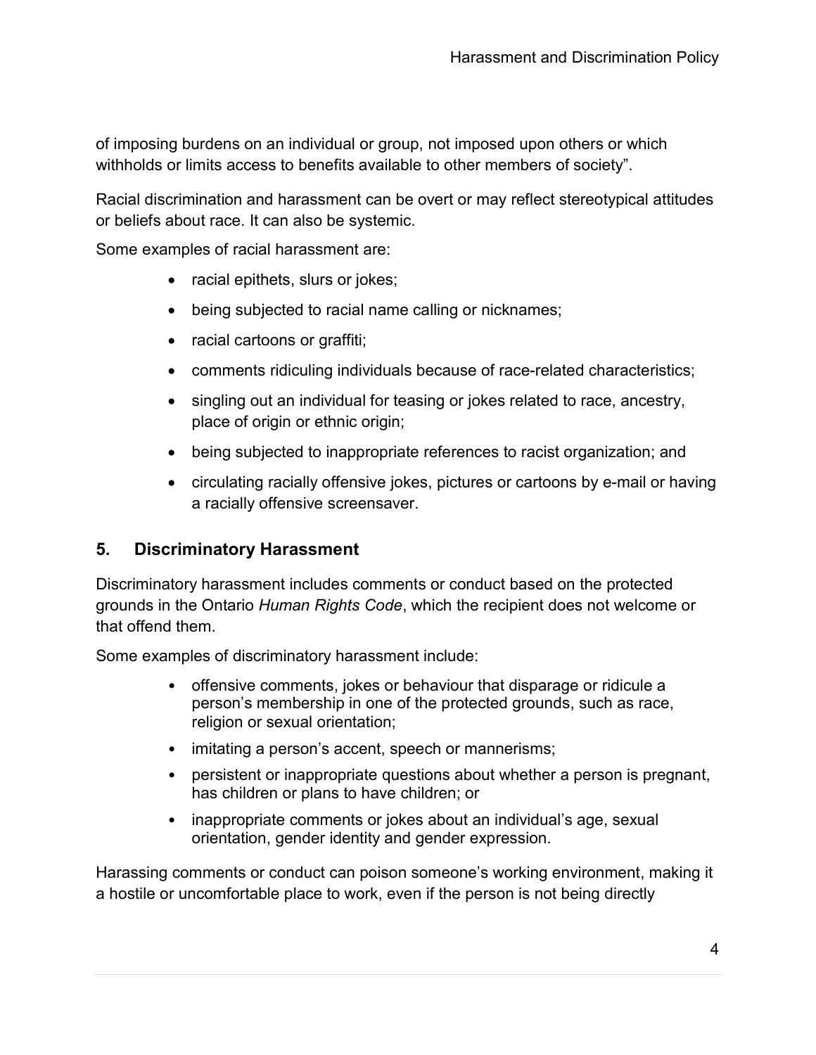of imposing burdens on an individual or group, not imposed upon others or which withholds or limits access to benefits available to other members of society".

Racial discrimination and harassment can be overt or may reflect stereotypical attitudes or beliefs about race. It can also be systemic.

Some examples of racial harassment are:

- racial epithets, slurs or jokes;
- being subjected to racial name calling or nicknames;
- racial cartoons or graffiti;
- comments ridiculing individuals because of race-related characteristics;
- singling out an individual for teasing or jokes related to race, ancestry, place of origin or ethnic origin;
- being subjected to inappropriate references to racist organization; and
- circulating racially offensive jokes, pictures or cartoons by e-mail or having a racially offensive screensaver.

## 5. Discriminatory Harassment

Discriminatory harassment includes comments or conduct based on the protected grounds in the Ontario *Human Rights Code*, which the recipient does not welcome or that offend them.

Some examples of discriminatory harassment include:

- offensive comments, jokes or behaviour that disparage or ridicule a person's membership in one of the protected grounds, such as race, religion or sexual orientation;
- imitating a person's accent, speech or mannerisms;
- persistent or inappropriate questions about whether a person is pregnant, has children or plans to have children; or
- inappropriate comments or jokes about an individual's age, sexual orientation, gender identity and gender expression.

Harassing comments or conduct can poison someone's working environment, making it a hostile or uncomfortable place to work, even if the person is not being directly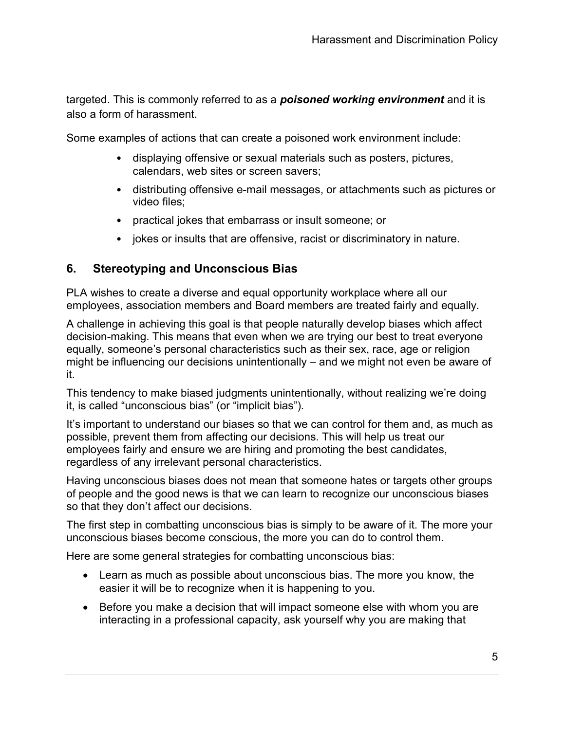targeted. This is commonly referred to as a ***poisoned working environment*** and it is also a form of harassment.

Some examples of actions that can create a poisoned work environment include:

- displaying offensive or sexual materials such as posters, pictures, calendars, web sites or screen savers;
- distributing offensive e-mail messages, or attachments such as pictures or video files;
- practical jokes that embarrass or insult someone; or
- jokes or insults that are offensive, racist or discriminatory in nature.

## 6. Stereotyping and Unconscious Bias

PLA wishes to create a diverse and equal opportunity workplace where all our employees, association members and Board members are treated fairly and equally.

A challenge in achieving this goal is that people naturally develop biases which affect decision-making. This means that even when we are trying our best to treat everyone equally, someone's personal characteristics such as their sex, race, age or religion might be influencing our decisions unintentionally – and we might not even be aware of it.

This tendency to make biased judgments unintentionally, without realizing we're doing it, is called "unconscious bias" (or "implicit bias").

It's important to understand our biases so that we can control for them and, as much as possible, prevent them from affecting our decisions. This will help us treat our employees fairly and ensure we are hiring and promoting the best candidates, regardless of any irrelevant personal characteristics.

Having unconscious biases does not mean that someone hates or targets other groups of people and the good news is that we can learn to recognize our unconscious biases so that they don't affect our decisions.

The first step in combatting unconscious bias is simply to be aware of it. The more your unconscious biases become conscious, the more you can do to control them.

Here are some general strategies for combatting unconscious bias:

- Learn as much as possible about unconscious bias. The more you know, the easier it will be to recognize when it is happening to you.
- Before you make a decision that will impact someone else with whom you are interacting in a professional capacity, ask yourself why you are making that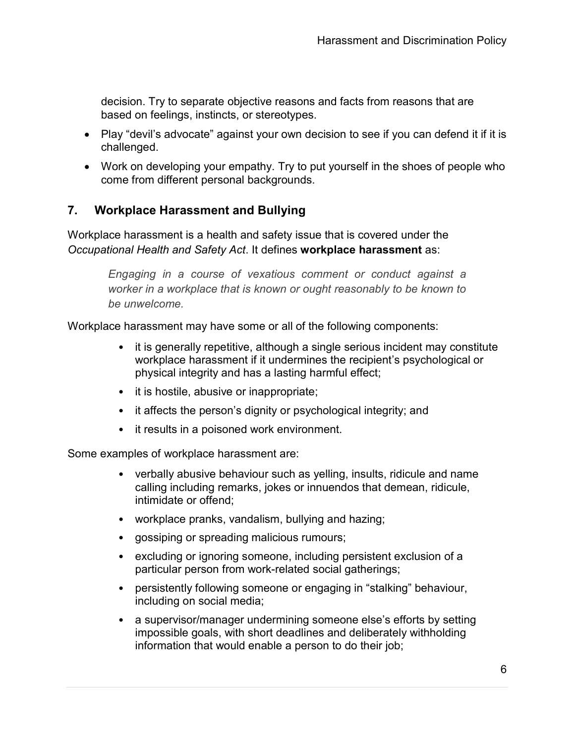decision. Try to separate objective reasons and facts from reasons that are based on feelings, instincts, or stereotypes.

- Play "devil's advocate" against your own decision to see if you can defend it if it is challenged.
- Work on developing your empathy. Try to put yourself in the shoes of people who come from different personal backgrounds.

## 7. Workplace Harassment and Bullying

Workplace harassment is a health and safety issue that is covered under the *Occupational Health and Safety Act*. It defines **workplace harassment** as:

> *Engaging in a course of vexatious comment or conduct against a worker in a workplace that is known or ought reasonably to be known to be unwelcome.*

Workplace harassment may have some or all of the following components:

- it is generally repetitive, although a single serious incident may constitute workplace harassment if it undermines the recipient's psychological or physical integrity and has a lasting harmful effect;
- it is hostile, abusive or inappropriate;
- it affects the person's dignity or psychological integrity; and
- it results in a poisoned work environment.

Some examples of workplace harassment are:

- verbally abusive behaviour such as yelling, insults, ridicule and name calling including remarks, jokes or innuendos that demean, ridicule, intimidate or offend;
- workplace pranks, vandalism, bullying and hazing;
- gossiping or spreading malicious rumours;
- excluding or ignoring someone, including persistent exclusion of a particular person from work-related social gatherings;
- persistently following someone or engaging in "stalking" behaviour, including on social media;
- a supervisor/manager undermining someone else's efforts by setting impossible goals, with short deadlines and deliberately withholding information that would enable a person to do their job;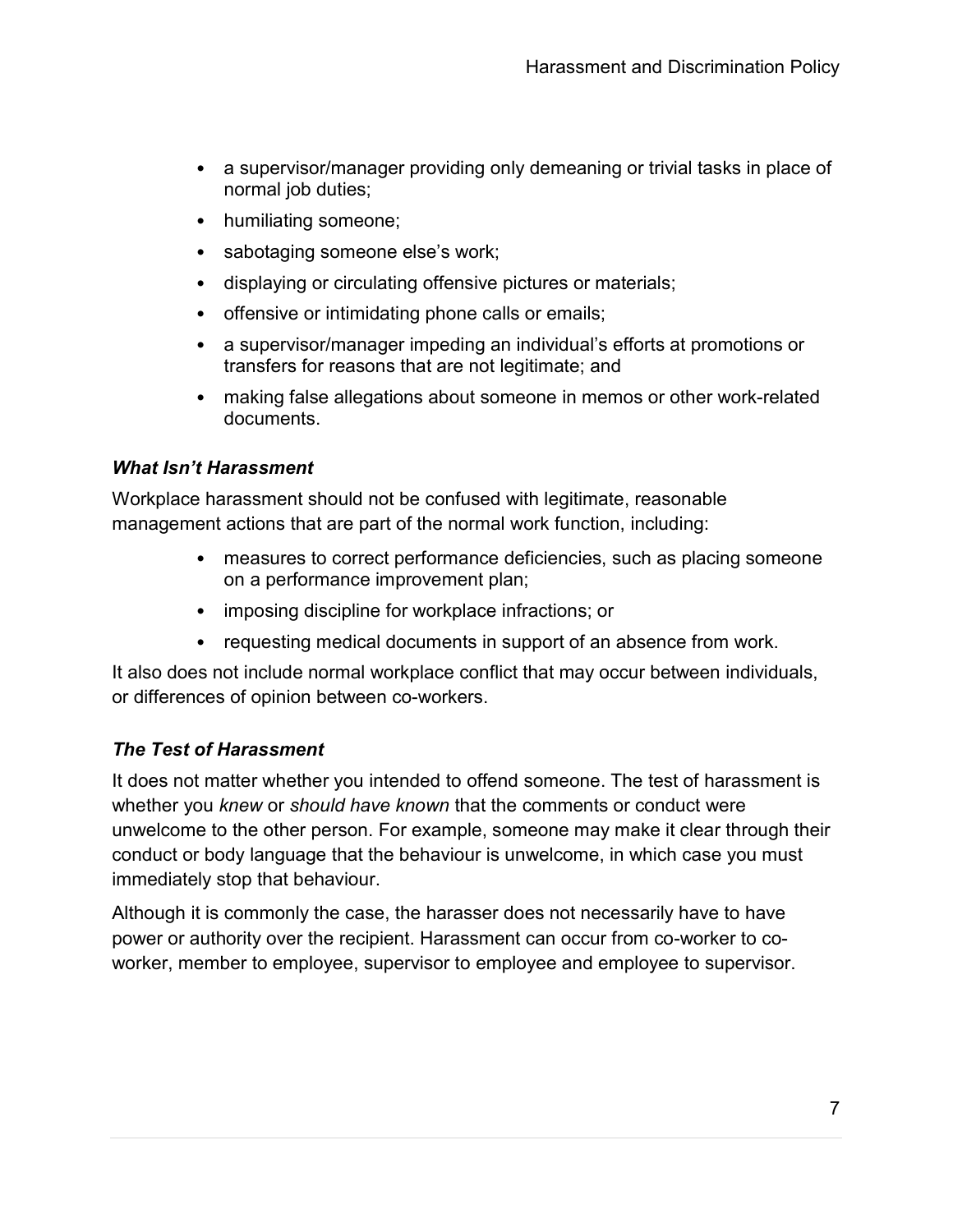- a supervisor/manager providing only demeaning or trivial tasks in place of normal job duties;
- humiliating someone;
- sabotaging someone else's work;
- displaying or circulating offensive pictures or materials;
- offensive or intimidating phone calls or emails;
- a supervisor/manager impeding an individual's efforts at promotions or transfers for reasons that are not legitimate; and
- making false allegations about someone in memos or other work-related documents.

### *What Isn't Harassment*

Workplace harassment should not be confused with legitimate, reasonable management actions that are part of the normal work function, including:

- measures to correct performance deficiencies, such as placing someone on a performance improvement plan;
- imposing discipline for workplace infractions; or
- requesting medical documents in support of an absence from work.

It also does not include normal workplace conflict that may occur between individuals, or differences of opinion between co-workers.

### *The Test of Harassment*

It does not matter whether you intended to offend someone. The test of harassment is whether you *knew* or *should have known* that the comments or conduct were unwelcome to the other person. For example, someone may make it clear through their conduct or body language that the behaviour is unwelcome, in which case you must immediately stop that behaviour.

Although it is commonly the case, the harasser does not necessarily have to have power or authority over the recipient. Harassment can occur from co-worker to co-worker, member to employee, supervisor to employee and employee to supervisor.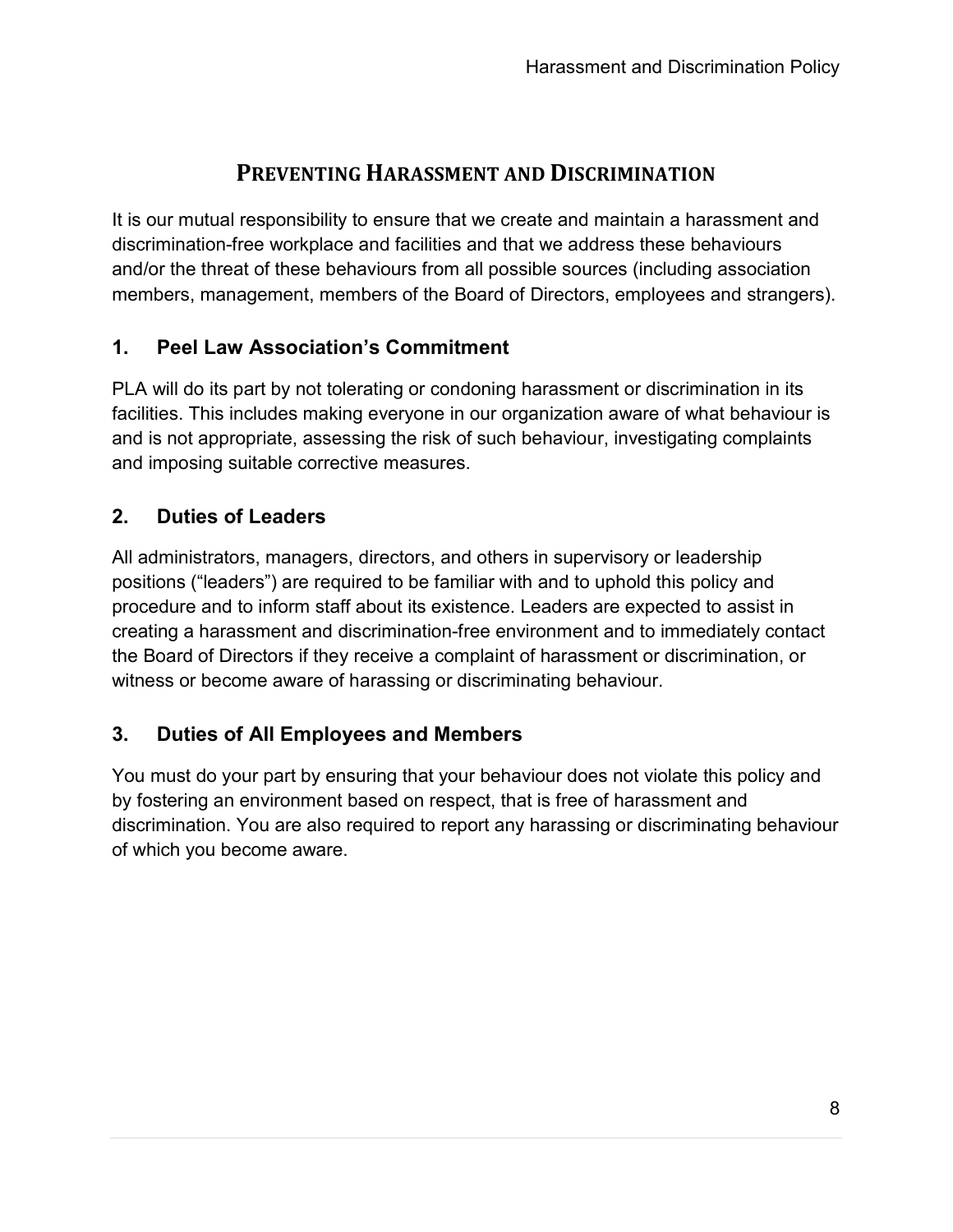# Preventing Harassment and Discrimination

It is our mutual responsibility to ensure that we create and maintain a harassment and discrimination-free workplace and facilities and that we address these behaviours and/or the threat of these behaviours from all possible sources (including association members, management, members of the Board of Directors, employees and strangers).

## 1. Peel Law Association's Commitment

PLA will do its part by not tolerating or condoning harassment or discrimination in its facilities. This includes making everyone in our organization aware of what behaviour is and is not appropriate, assessing the risk of such behaviour, investigating complaints and imposing suitable corrective measures.

## 2. Duties of Leaders

All administrators, managers, directors, and others in supervisory or leadership positions ("leaders") are required to be familiar with and to uphold this policy and procedure and to inform staff about its existence. Leaders are expected to assist in creating a harassment and discrimination-free environment and to immediately contact the Board of Directors if they receive a complaint of harassment or discrimination, or witness or become aware of harassing or discriminating behaviour.

## 3. Duties of All Employees and Members

You must do your part by ensuring that your behaviour does not violate this policy and by fostering an environment based on respect, that is free of harassment and discrimination. You are also required to report any harassing or discriminating behaviour of which you become aware.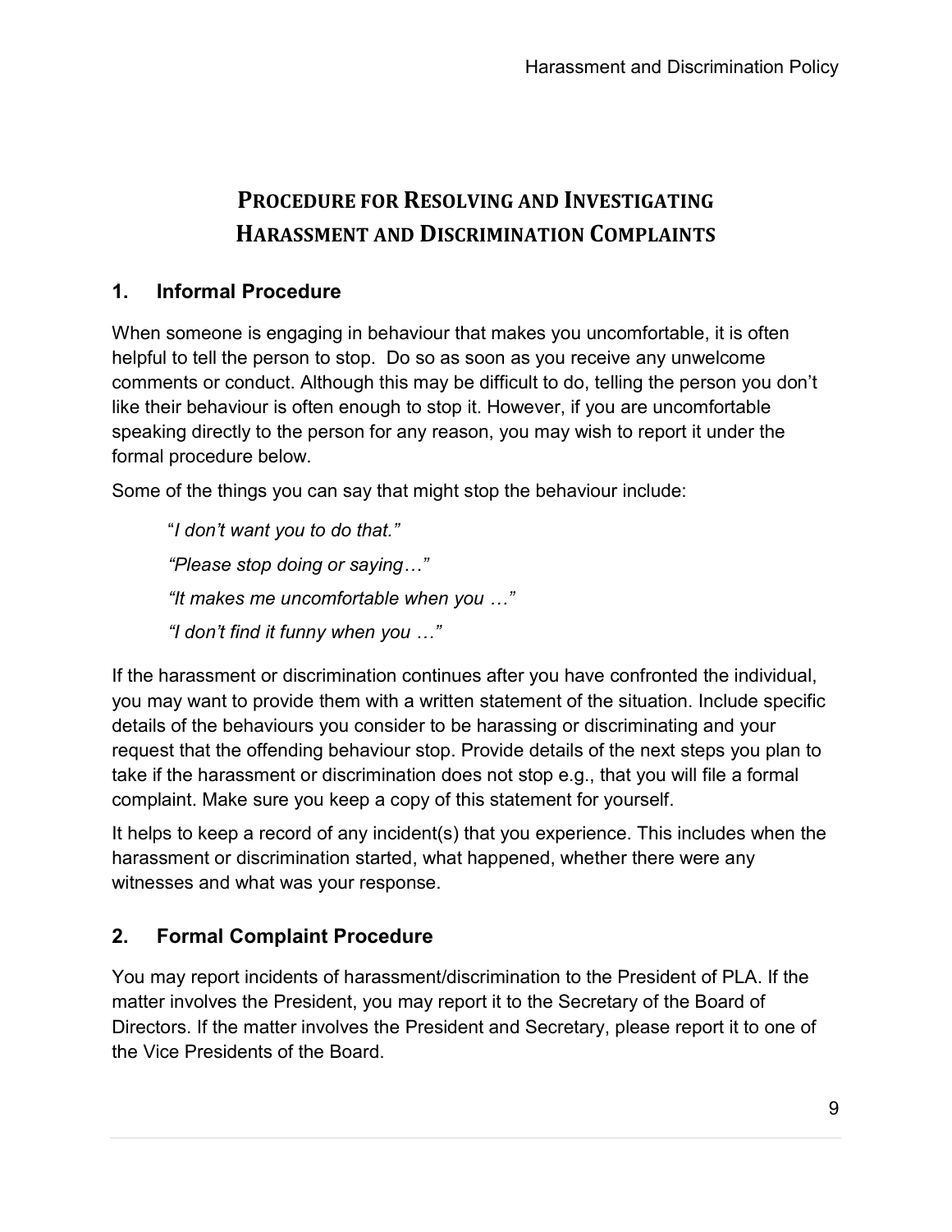# PROCEDURE FOR RESOLVING AND INVESTIGATING HARASSMENT AND DISCRIMINATION COMPLAINTS

## 1. Informal Procedure

When someone is engaging in behaviour that makes you uncomfortable, it is often helpful to tell the person to stop. Do so as soon as you receive any unwelcome comments or conduct. Although this may be difficult to do, telling the person you don't like their behaviour is often enough to stop it. However, if you are uncomfortable speaking directly to the person for any reason, you may wish to report it under the formal procedure below.

Some of the things you can say that might stop the behaviour include:

> "*I don't want you to do that.*"
>
> *"Please stop doing or saying…"*
>
> *"It makes me uncomfortable when you …"*
>
> *"I don't find it funny when you …"*

If the harassment or discrimination continues after you have confronted the individual, you may want to provide them with a written statement of the situation. Include specific details of the behaviours you consider to be harassing or discriminating and your request that the offending behaviour stop. Provide details of the next steps you plan to take if the harassment or discrimination does not stop e.g., that you will file a formal complaint. Make sure you keep a copy of this statement for yourself.

It helps to keep a record of any incident(s) that you experience. This includes when the harassment or discrimination started, what happened, whether there were any witnesses and what was your response.

## 2. Formal Complaint Procedure

You may report incidents of harassment/discrimination to the President of PLA. If the matter involves the President, you may report it to the Secretary of the Board of Directors. If the matter involves the President and Secretary, please report it to one of the Vice Presidents of the Board.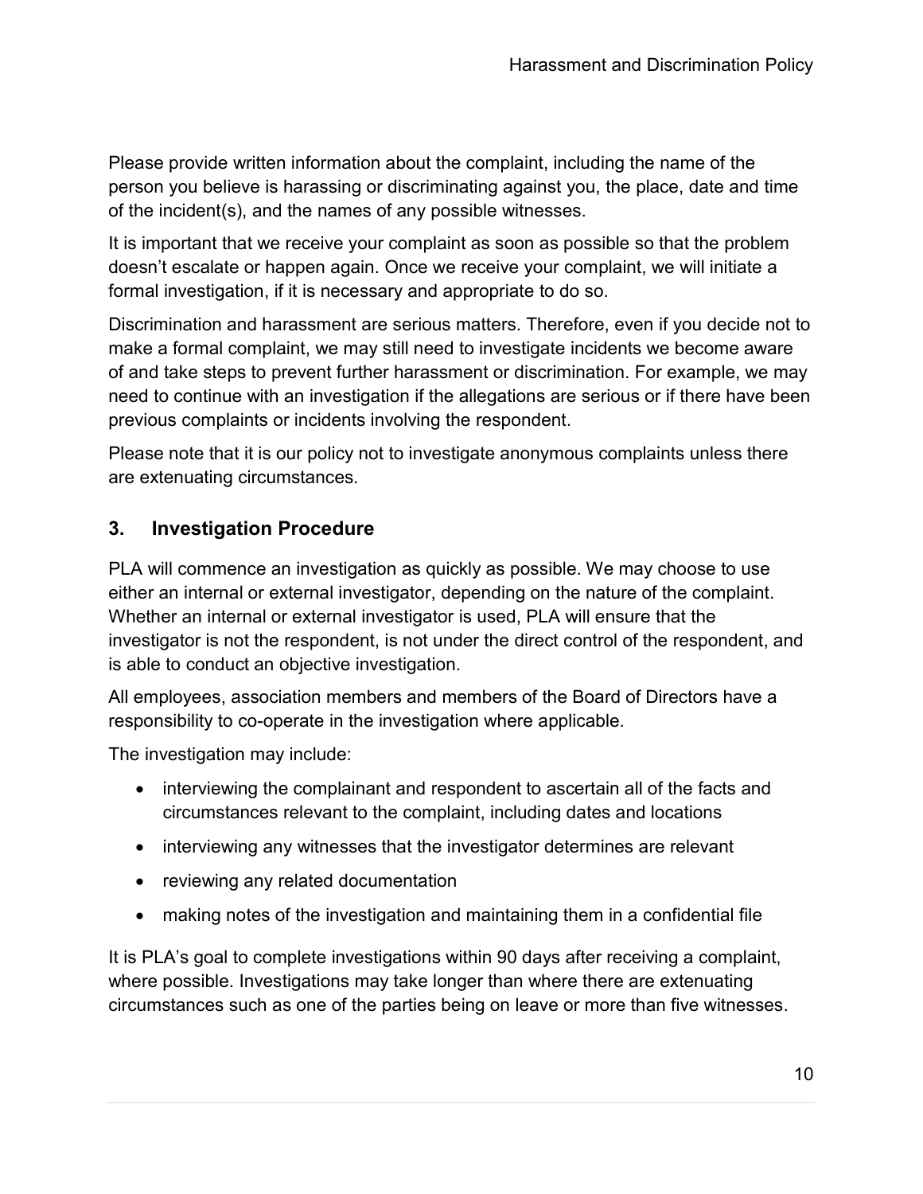Please provide written information about the complaint, including the name of the person you believe is harassing or discriminating against you, the place, date and time of the incident(s), and the names of any possible witnesses.

It is important that we receive your complaint as soon as possible so that the problem doesn't escalate or happen again. Once we receive your complaint, we will initiate a formal investigation, if it is necessary and appropriate to do so.

Discrimination and harassment are serious matters. Therefore, even if you decide not to make a formal complaint, we may still need to investigate incidents we become aware of and take steps to prevent further harassment or discrimination. For example, we may need to continue with an investigation if the allegations are serious or if there have been previous complaints or incidents involving the respondent.

Please note that it is our policy not to investigate anonymous complaints unless there are extenuating circumstances.

## 3. Investigation Procedure

PLA will commence an investigation as quickly as possible. We may choose to use either an internal or external investigator, depending on the nature of the complaint. Whether an internal or external investigator is used, PLA will ensure that the investigator is not the respondent, is not under the direct control of the respondent, and is able to conduct an objective investigation.

All employees, association members and members of the Board of Directors have a responsibility to co-operate in the investigation where applicable.

The investigation may include:

- interviewing the complainant and respondent to ascertain all of the facts and circumstances relevant to the complaint, including dates and locations
- interviewing any witnesses that the investigator determines are relevant
- reviewing any related documentation
- making notes of the investigation and maintaining them in a confidential file

It is PLA's goal to complete investigations within 90 days after receiving a complaint, where possible. Investigations may take longer than where there are extenuating circumstances such as one of the parties being on leave or more than five witnesses.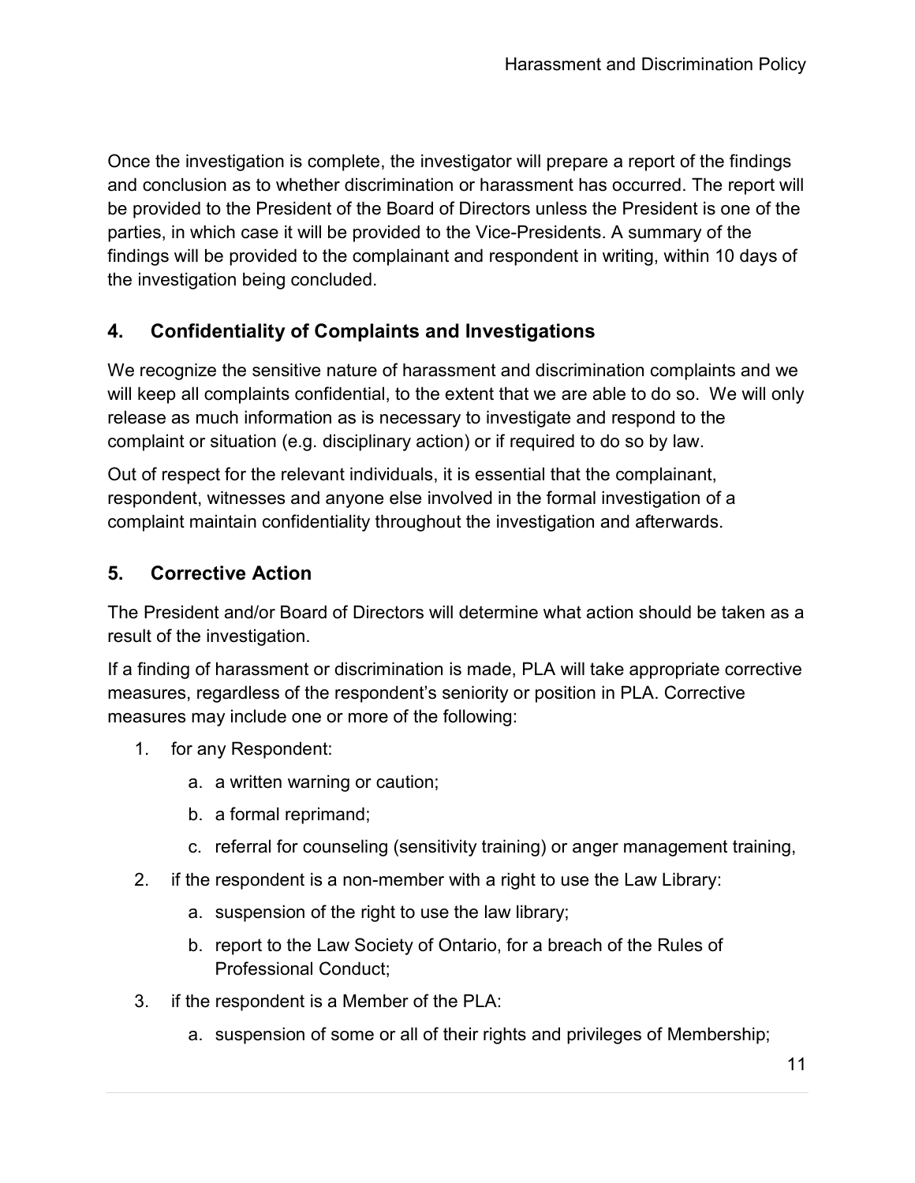Once the investigation is complete, the investigator will prepare a report of the findings and conclusion as to whether discrimination or harassment has occurred. The report will be provided to the President of the Board of Directors unless the President is one of the parties, in which case it will be provided to the Vice-Presidents. A summary of the findings will be provided to the complainant and respondent in writing, within 10 days of the investigation being concluded.

## 4. Confidentiality of Complaints and Investigations

We recognize the sensitive nature of harassment and discrimination complaints and we will keep all complaints confidential, to the extent that we are able to do so. We will only release as much information as is necessary to investigate and respond to the complaint or situation (e.g. disciplinary action) or if required to do so by law.

Out of respect for the relevant individuals, it is essential that the complainant, respondent, witnesses and anyone else involved in the formal investigation of a complaint maintain confidentiality throughout the investigation and afterwards.

## 5. Corrective Action

The President and/or Board of Directors will determine what action should be taken as a result of the investigation.

If a finding of harassment or discrimination is made, PLA will take appropriate corrective measures, regardless of the respondent's seniority or position in PLA. Corrective measures may include one or more of the following:

1. for any Respondent:
   a. a written warning or caution;
   b. a formal reprimand;
   c. referral for counseling (sensitivity training) or anger management training,
2. if the respondent is a non-member with a right to use the Law Library:
   a. suspension of the right to use the law library;
   b. report to the Law Society of Ontario, for a breach of the Rules of Professional Conduct;
3. if the respondent is a Member of the PLA:
   a. suspension of some or all of their rights and privileges of Membership;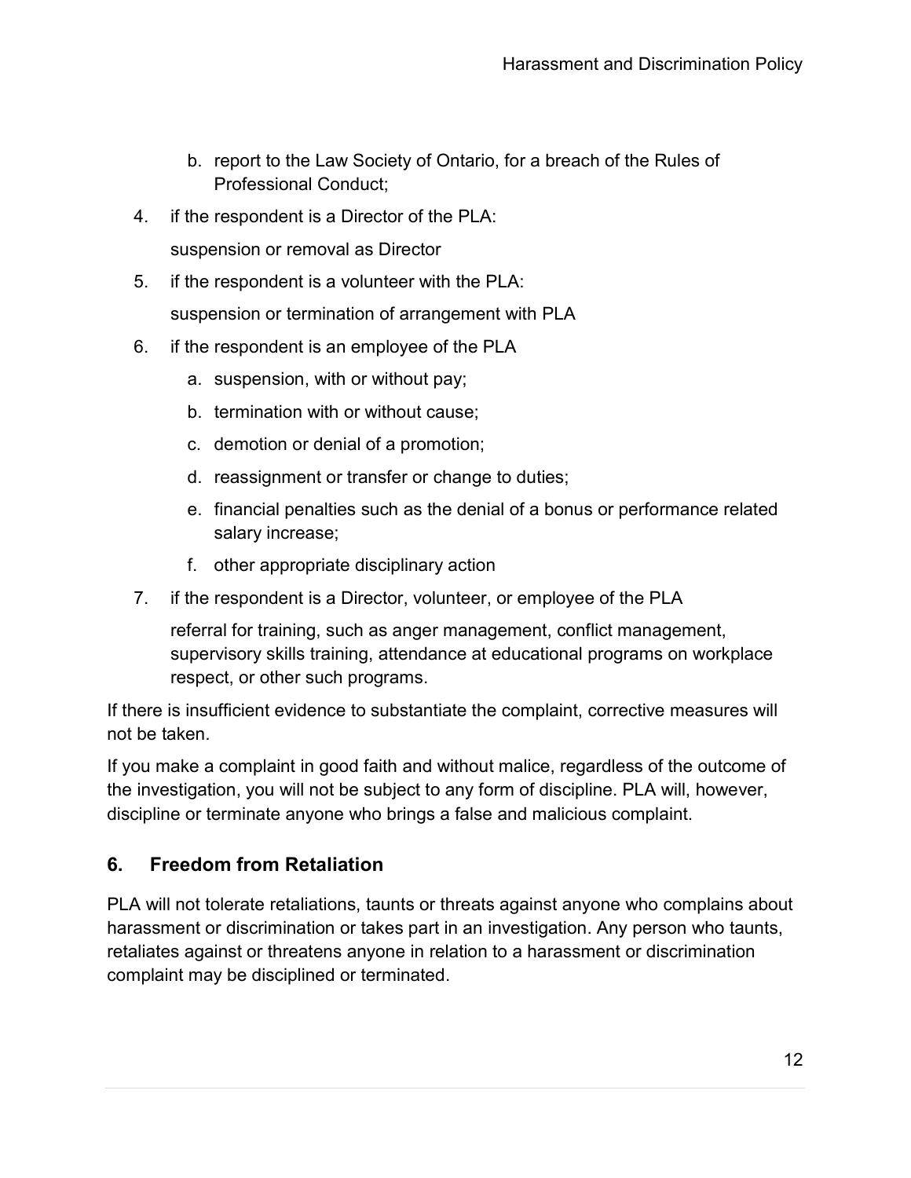b. report to the Law Society of Ontario, for a breach of the Rules of Professional Conduct;

4. if the respondent is a Director of the PLA:

   suspension or removal as Director

5. if the respondent is a volunteer with the PLA:

   suspension or termination of arrangement with PLA

6. if the respondent is an employee of the PLA

   a. suspension, with or without pay;
   b. termination with or without cause;
   c. demotion or denial of a promotion;
   d. reassignment or transfer or change to duties;
   e. financial penalties such as the denial of a bonus or performance related salary increase;
   f. other appropriate disciplinary action

7. if the respondent is a Director, volunteer, or employee of the PLA

   referral for training, such as anger management, conflict management, supervisory skills training, attendance at educational programs on workplace respect, or other such programs.

If there is insufficient evidence to substantiate the complaint, corrective measures will not be taken.

If you make a complaint in good faith and without malice, regardless of the outcome of the investigation, you will not be subject to any form of discipline. PLA will, however, discipline or terminate anyone who brings a false and malicious complaint.

## 6. Freedom from Retaliation

PLA will not tolerate retaliations, taunts or threats against anyone who complains about harassment or discrimination or takes part in an investigation. Any person who taunts, retaliates against or threatens anyone in relation to a harassment or discrimination complaint may be disciplined or terminated.